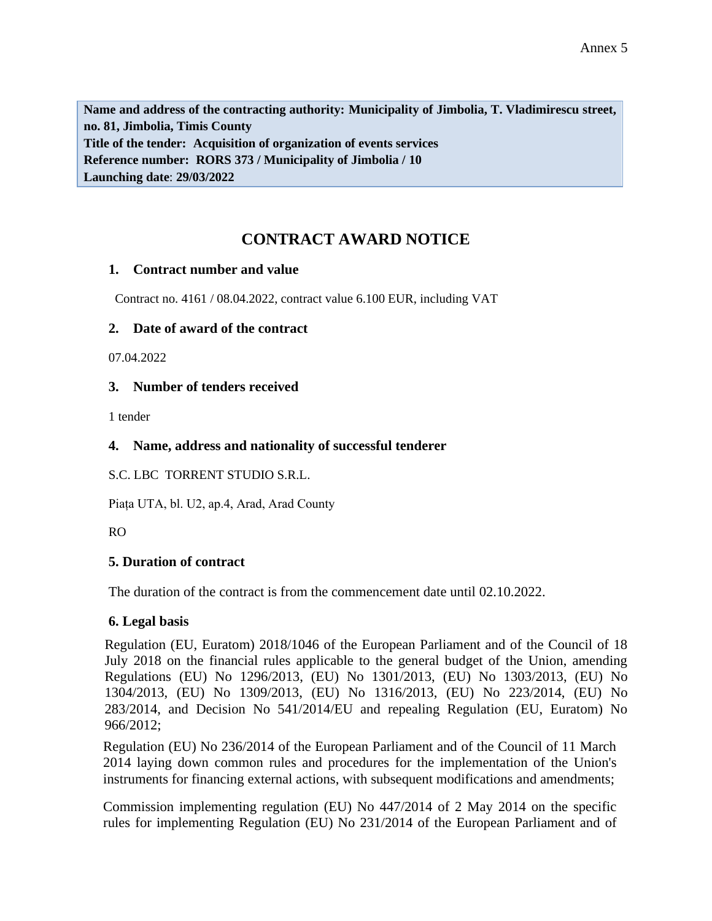Annex 5

**Name and address of the contracting authority: Municipality of Jimbolia, T. Vladimirescu street, no. 81, Jimbolia, Timis County**
**Title of the tender: Acquisition of organization of events services**
**Reference number: RORS 373 / Municipality of Jimbolia / 10**
**Launching date: 29/03/2022**

# CONTRACT AWARD NOTICE

## 1. Contract number and value

Contract no. 4161 / 08.04.2022, contract value 6.100 EUR, including VAT

## 2. Date of award of the contract

07.04.2022

## 3. Number of tenders received

1 tender

## 4. Name, address and nationality of successful tenderer

S.C. LBC TORRENT STUDIO S.R.L.

Piața UTA, bl. U2, ap.4, Arad, Arad County

RO

## 5. Duration of contract

The duration of the contract is from the commencement date until 02.10.2022.

## 6. Legal basis

Regulation (EU, Euratom) 2018/1046 of the European Parliament and of the Council of 18 July 2018 on the financial rules applicable to the general budget of the Union, amending Regulations (EU) No 1296/2013, (EU) No 1301/2013, (EU) No 1303/2013, (EU) No 1304/2013, (EU) No 1309/2013, (EU) No 1316/2013, (EU) No 223/2014, (EU) No 283/2014, and Decision No 541/2014/EU and repealing Regulation (EU, Euratom) No 966/2012;

Regulation (EU) No 236/2014 of the European Parliament and of the Council of 11 March 2014 laying down common rules and procedures for the implementation of the Union's instruments for financing external actions, with subsequent modifications and amendments;

Commission implementing regulation (EU) No 447/2014 of 2 May 2014 on the specific rules for implementing Regulation (EU) No 231/2014 of the European Parliament and of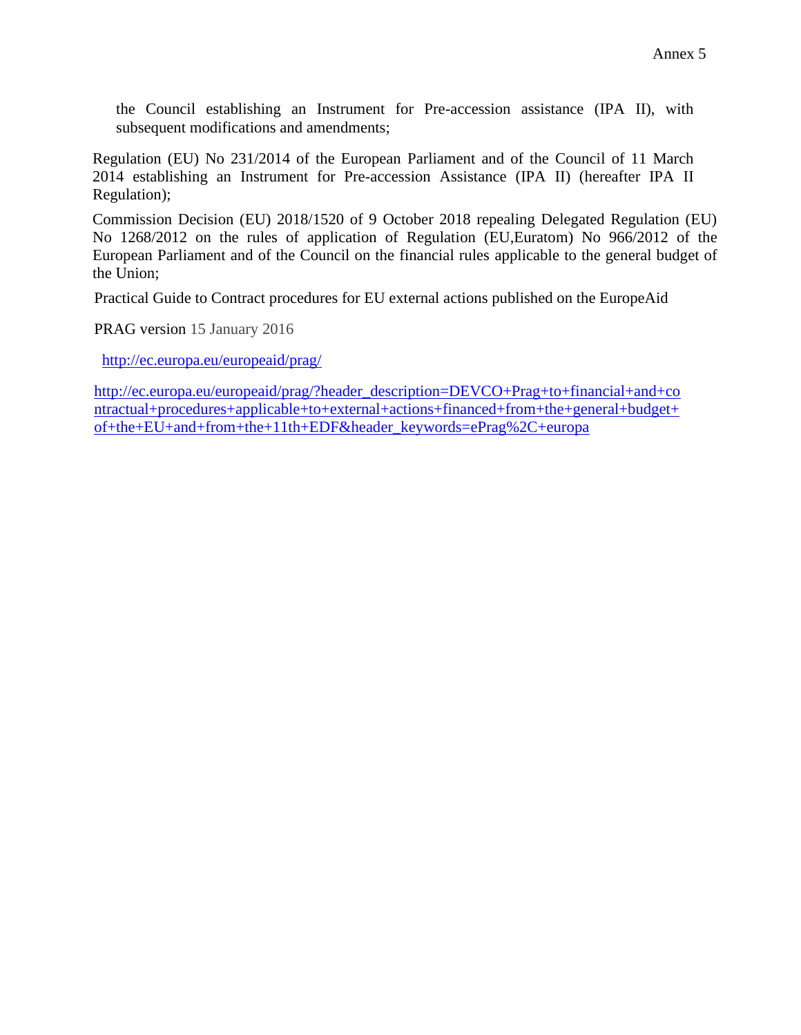the Council establishing an Instrument for Pre-accession assistance (IPA II), with subsequent modifications and amendments;

Regulation (EU) No 231/2014 of the European Parliament and of the Council of 11 March 2014 establishing an Instrument for Pre-accession Assistance (IPA II) (hereafter IPA II Regulation);

Commission Decision (EU) 2018/1520 of 9 October 2018 repealing Delegated Regulation (EU) No 1268/2012 on the rules of application of Regulation (EU,Euratom) No 966/2012 of the European Parliament and of the Council on the financial rules applicable to the general budget of the Union;

Practical Guide to Contract procedures for EU external actions published on the EuropeAid

PRAG version 15 January 2016

http://ec.europa.eu/europeaid/prag/

http://ec.europa.eu/europeaid/prag/?header_description=DEVCO+Prag+to+financial+and+contractual+procedures+applicable+to+external+actions+financed+from+the+general+budget+of+the+EU+and+from+the+11th+EDF&header_keywords=ePrag%2C+europa